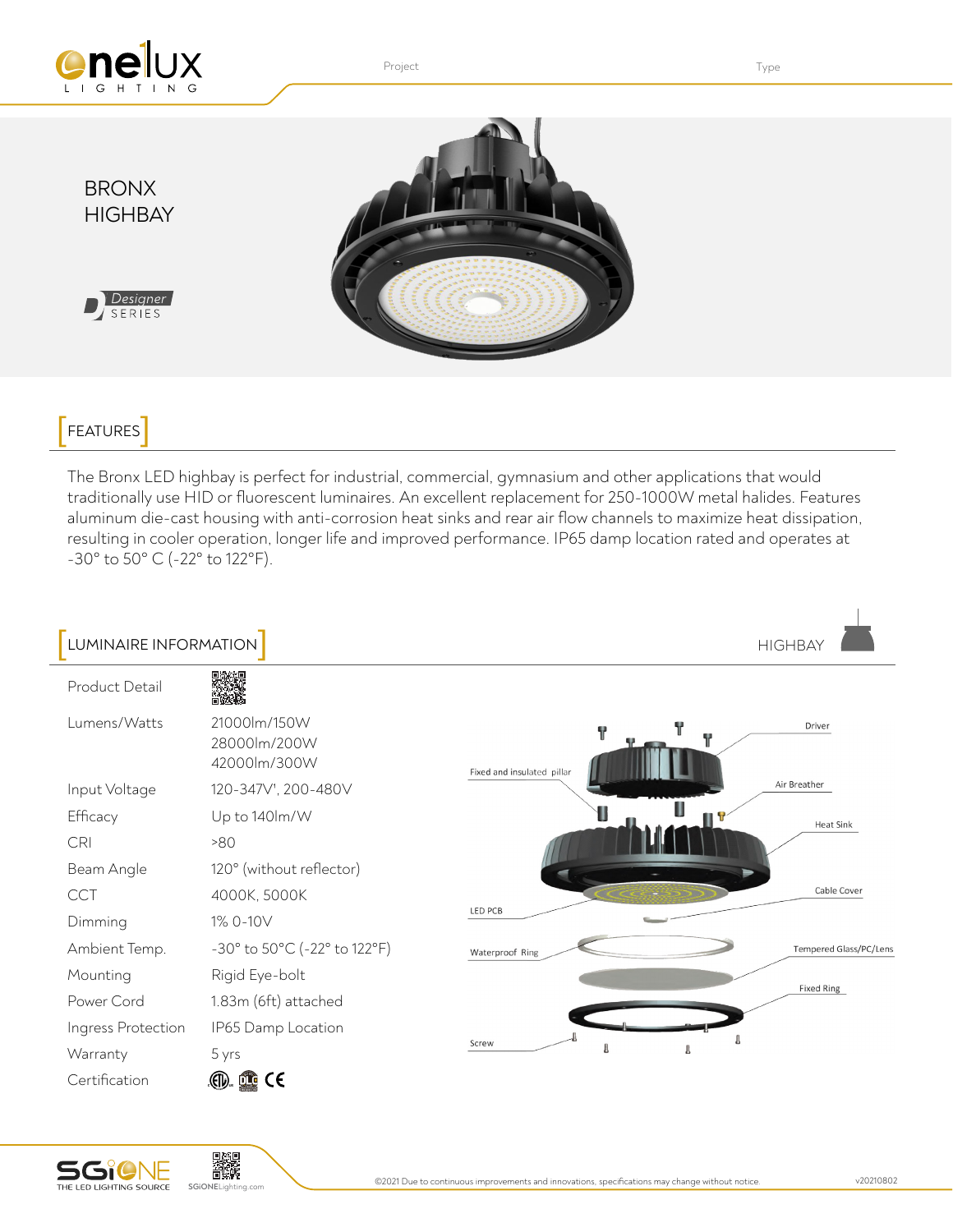Project

Type

# BRONX HIGHBAY

Designer SERIES

## FEATURES

The Bronx LED highbay is perfect for industrial, commercial, gymnasium and other applications that would traditionally use HID or fluorescent luminaires. An excellent replacement for 250-1000W metal halides. Features aluminum die-cast housing with anti-corrosion heat sinks and rear air flow channels to maximize heat dissipation, resulting in cooler operation, longer life and improved performance. IP65 damp location rated and operates at -30° to 50° C (-22° to 122°F).

## LUMINAIRE INFORMATION

HIGHBAY

| | |
|---|---|
| Product Detail | |
| Lumens/Watts | 21000lm/150W<br>28000lm/200W<br>42000lm/300W |
| Input Voltage | 120-347V', 200-480V |
| Efficacy | Up to 140lm/W |
| CRI | >80 |
| Beam Angle | 120° (without reflector) |
| CCT | 4000K, 5000K |
| Dimming | 1% 0-10V |
| Ambient Temp. | -30° to 50°C (-22° to 122°F) |
| Mounting | Rigid Eye-bolt |
| Power Cord | 1.83m (6ft) attached |
| Ingress Protection | IP65 Damp Location |
| Warranty | 5 yrs |
| Certification | ETL, DLC, CE |

Driver

Fixed and insulated pillar

Air Breather

Heat Sink

Cable Cover

LED PCB

Waterproof Ring

Tempered Glass/PC/Lens

Fixed Ring

Screw

SGiONE THE LED LIGHTING SOURCE SGiONELighting.com

©2021 Due to continuous improvements and innovations, specifications may change without notice.

v20210802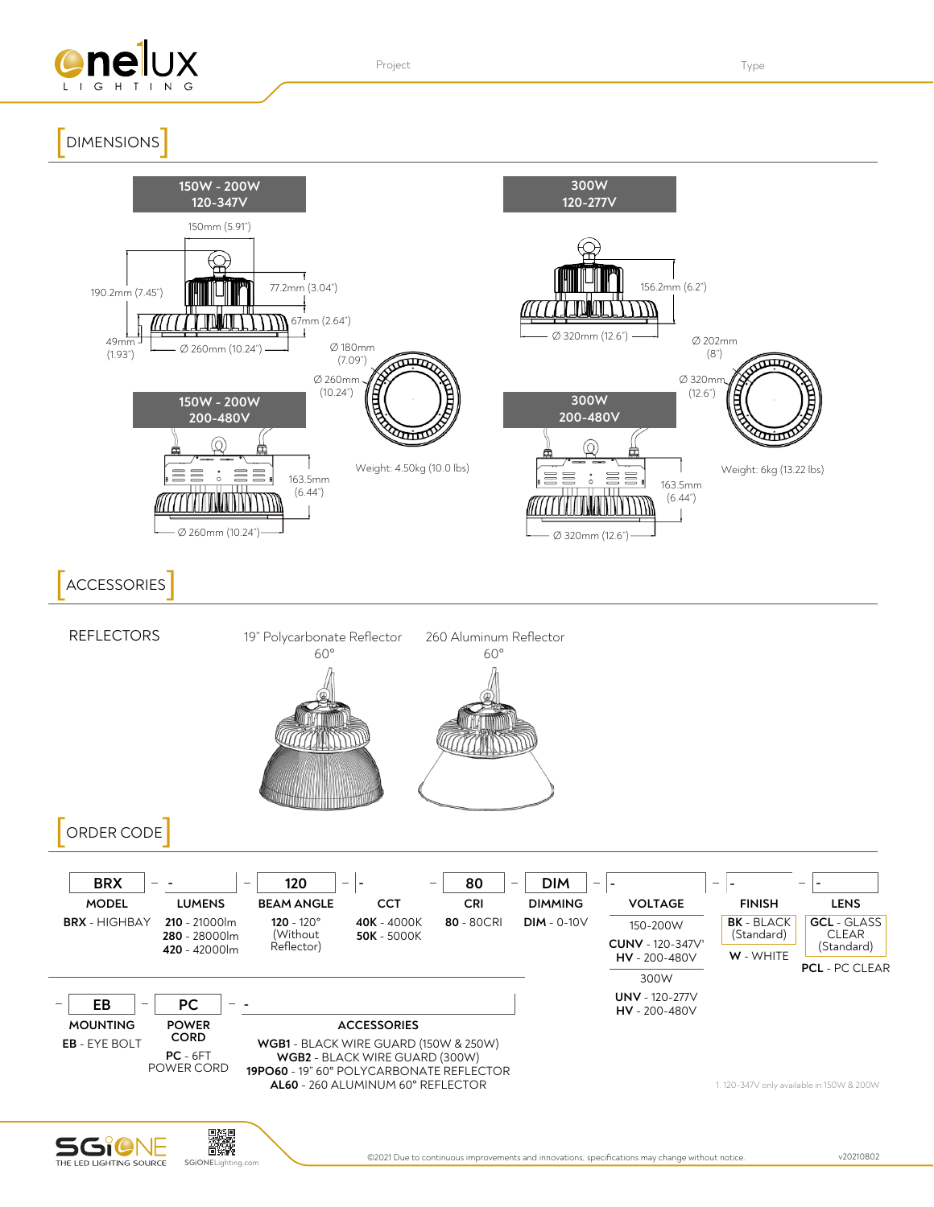Project

Type

## DIMENSIONS

**150W - 200W**
**120-347V**

150mm (5.91")
190.2mm (7.45")
77.2mm (3.04")
67mm (2.64")
49mm (1.93")
Ø 260mm (10.24")
Ø 180mm (7.09")
Ø 260mm (10.24")

**300W**
**120-277V**

156.2mm (6.2")
Ø 320mm (12.6")
Ø 202mm (8")
Ø 320mm (12.6")

**150W - 200W**
**200-480V**

163.5mm (6.44")
Ø 260mm (10.24")

Weight: 4.50kg (10.0 lbs)

**300W**
**200-480V**

163.5mm (6.44")
Ø 320mm (12.6")

Weight: 6kg (13.22 lbs)

## ACCESSORIES

REFLECTORS

19" Polycarbonate Reflector
60°

260 Aluminum Reflector
60°

## ORDER CODE

BRX – - – 120 – - – 80 – DIM – - – - – -

| MODEL | LUMENS | BEAM ANGLE | CCT | CRI | DIMMING | VOLTAGE | FINISH | LENS |
|---|---|---|---|---|---|---|---|---|
| **BRX** - HIGHBAY | **210** - 21000lm<br>**280** - 28000lm<br>**420** - 42000lm | **120** - 120° (Without Reflector) | **40K** - 4000K<br>**50K** - 5000K | **80** - 80CRI | **DIM** - 0-10V | 150-200W<br>**CUNV** - 120-347V[1]<br>**HV** - 200-480V<br>300W<br>**UNV** - 120-277V<br>**HV** - 200-480V | **BK** - BLACK (Standard)<br>**W** - WHITE | **GCL** - GLASS CLEAR (Standard)<br>**PCL** - PC CLEAR |

– EB – PC – -

| MOUNTING | POWER CORD | ACCESSORIES |
|---|---|---|
| **EB** - EYE BOLT | **PC** - 6FT POWER CORD | **WGB1** - BLACK WIRE GUARD (150W & 250W)<br>**WGB2** - BLACK WIRE GUARD (300W)<br>**19PO60** - 19" 60° POLYCARBONATE REFLECTOR<br>**AL60** - 260 ALUMINUM 60° REFLECTOR |

1. 120-347V only available in 150W & 200W

©2021 Due to continuous improvements and innovations, specifications may change without notice.

v20210802